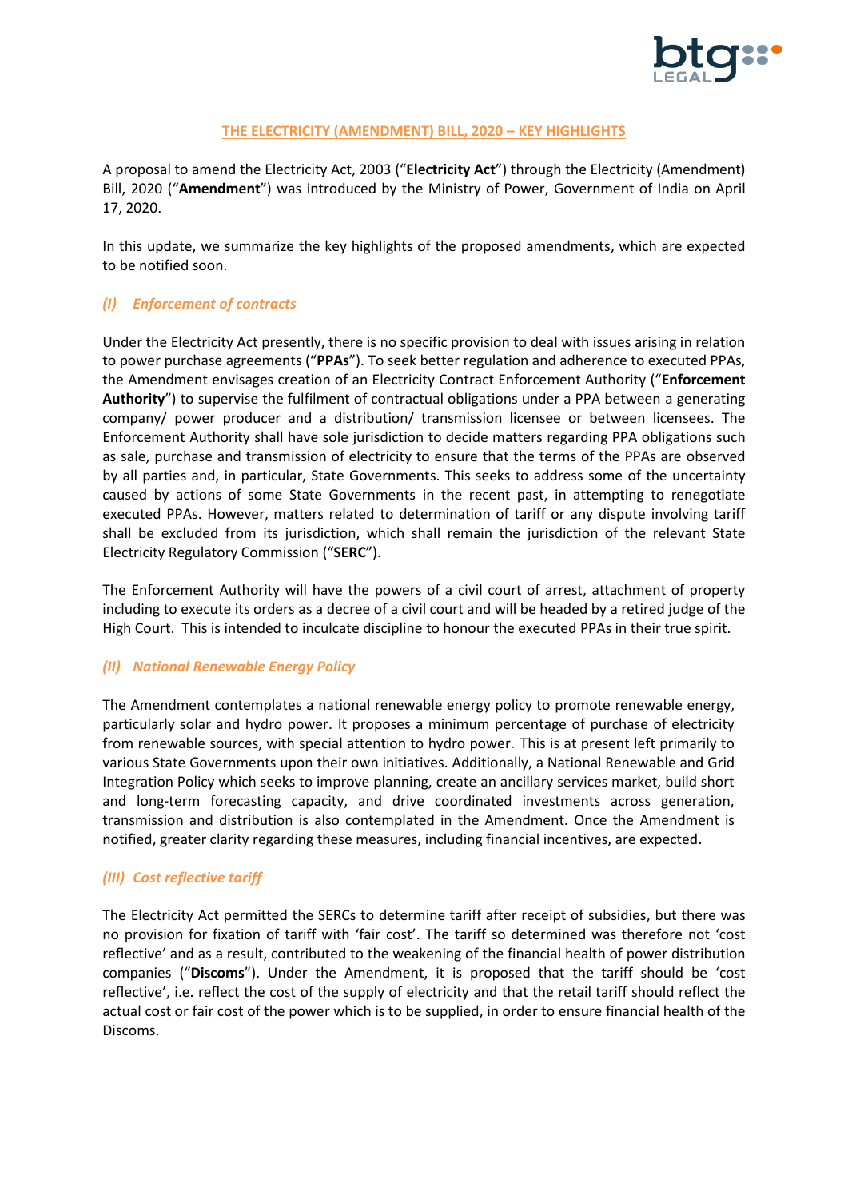# THE ELECTRICITY (AMENDMENT) BILL, 2020 – KEY HIGHLIGHTS

A proposal to amend the Electricity Act, 2003 ("**Electricity Act**") through the Electricity (Amendment) Bill, 2020 ("**Amendment**") was introduced by the Ministry of Power, Government of India on April 17, 2020.

In this update, we summarize the key highlights of the proposed amendments, which are expected to be notified soon.

## *(I) Enforcement of contracts*

Under the Electricity Act presently, there is no specific provision to deal with issues arising in relation to power purchase agreements ("**PPAs**"). To seek better regulation and adherence to executed PPAs, the Amendment envisages creation of an Electricity Contract Enforcement Authority ("**Enforcement Authority**") to supervise the fulfilment of contractual obligations under a PPA between a generating company/ power producer and a distribution/ transmission licensee or between licensees. The Enforcement Authority shall have sole jurisdiction to decide matters regarding PPA obligations such as sale, purchase and transmission of electricity to ensure that the terms of the PPAs are observed by all parties and, in particular, State Governments. This seeks to address some of the uncertainty caused by actions of some State Governments in the recent past, in attempting to renegotiate executed PPAs. However, matters related to determination of tariff or any dispute involving tariff shall be excluded from its jurisdiction, which shall remain the jurisdiction of the relevant State Electricity Regulatory Commission ("**SERC**").

The Enforcement Authority will have the powers of a civil court of arrest, attachment of property including to execute its orders as a decree of a civil court and will be headed by a retired judge of the High Court. This is intended to inculcate discipline to honour the executed PPAs in their true spirit.

## *(II) National Renewable Energy Policy*

The Amendment contemplates a national renewable energy policy to promote renewable energy, particularly solar and hydro power. It proposes a minimum percentage of purchase of electricity from renewable sources, with special attention to hydro power. This is at present left primarily to various State Governments upon their own initiatives. Additionally, a National Renewable and Grid Integration Policy which seeks to improve planning, create an ancillary services market, build short and long-term forecasting capacity, and drive coordinated investments across generation, transmission and distribution is also contemplated in the Amendment. Once the Amendment is notified, greater clarity regarding these measures, including financial incentives, are expected.

## *(III) Cost reflective tariff*

The Electricity Act permitted the SERCs to determine tariff after receipt of subsidies, but there was no provision for fixation of tariff with 'fair cost'. The tariff so determined was therefore not 'cost reflective' and as a result, contributed to the weakening of the financial health of power distribution companies ("**Discoms**"). Under the Amendment, it is proposed that the tariff should be 'cost reflective', i.e. reflect the cost of the supply of electricity and that the retail tariff should reflect the actual cost or fair cost of the power which is to be supplied, in order to ensure financial health of the Discoms.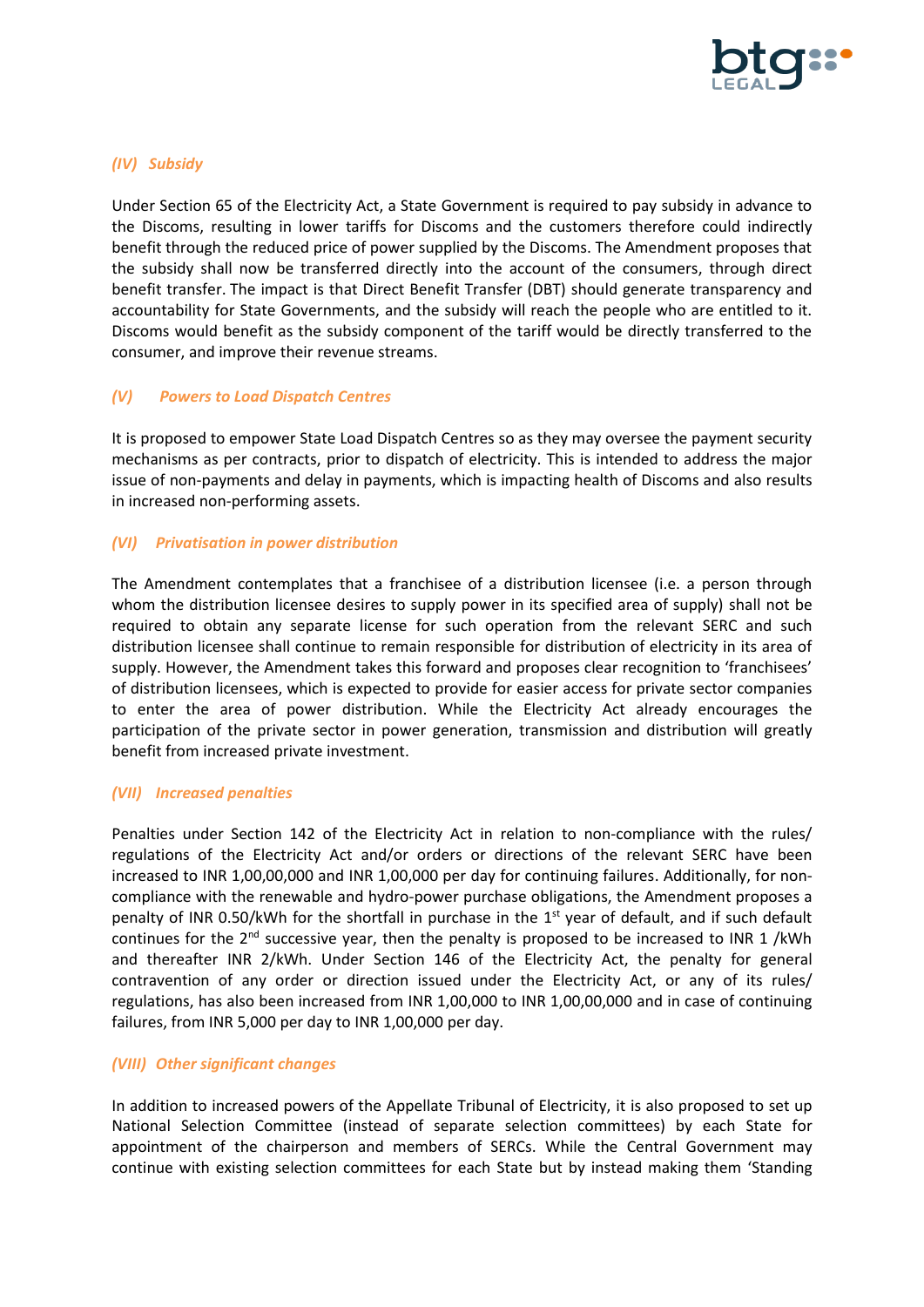### *(IV) Subsidy*

Under Section 65 of the Electricity Act, a State Government is required to pay subsidy in advance to the Discoms, resulting in lower tariffs for Discoms and the customers therefore could indirectly benefit through the reduced price of power supplied by the Discoms. The Amendment proposes that the subsidy shall now be transferred directly into the account of the consumers, through direct benefit transfer. The impact is that Direct Benefit Transfer (DBT) should generate transparency and accountability for State Governments, and the subsidy will reach the people who are entitled to it. Discoms would benefit as the subsidy component of the tariff would be directly transferred to the consumer, and improve their revenue streams.

### *(V) Powers to Load Dispatch Centres*

It is proposed to empower State Load Dispatch Centres so as they may oversee the payment security mechanisms as per contracts, prior to dispatch of electricity. This is intended to address the major issue of non-payments and delay in payments, which is impacting health of Discoms and also results in increased non-performing assets.

### *(VI) Privatisation in power distribution*

The Amendment contemplates that a franchisee of a distribution licensee (i.e. a person through whom the distribution licensee desires to supply power in its specified area of supply) shall not be required to obtain any separate license for such operation from the relevant SERC and such distribution licensee shall continue to remain responsible for distribution of electricity in its area of supply. However, the Amendment takes this forward and proposes clear recognition to 'franchisees' of distribution licensees, which is expected to provide for easier access for private sector companies to enter the area of power distribution. While the Electricity Act already encourages the participation of the private sector in power generation, transmission and distribution will greatly benefit from increased private investment.

### *(VII) Increased penalties*

Penalties under Section 142 of the Electricity Act in relation to non-compliance with the rules/ regulations of the Electricity Act and/or orders or directions of the relevant SERC have been increased to INR 1,00,00,000 and INR 1,00,000 per day for continuing failures. Additionally, for non-compliance with the renewable and hydro-power purchase obligations, the Amendment proposes a penalty of INR 0.50/kWh for the shortfall in purchase in the 1st year of default, and if such default continues for the 2nd successive year, then the penalty is proposed to be increased to INR 1 /kWh and thereafter INR 2/kWh. Under Section 146 of the Electricity Act, the penalty for general contravention of any order or direction issued under the Electricity Act, or any of its rules/ regulations, has also been increased from INR 1,00,000 to INR 1,00,00,000 and in case of continuing failures, from INR 5,000 per day to INR 1,00,000 per day.

### *(VIII) Other significant changes*

In addition to increased powers of the Appellate Tribunal of Electricity, it is also proposed to set up National Selection Committee (instead of separate selection committees) by each State for appointment of the chairperson and members of SERCs. While the Central Government may continue with existing selection committees for each State but by instead making them 'Standing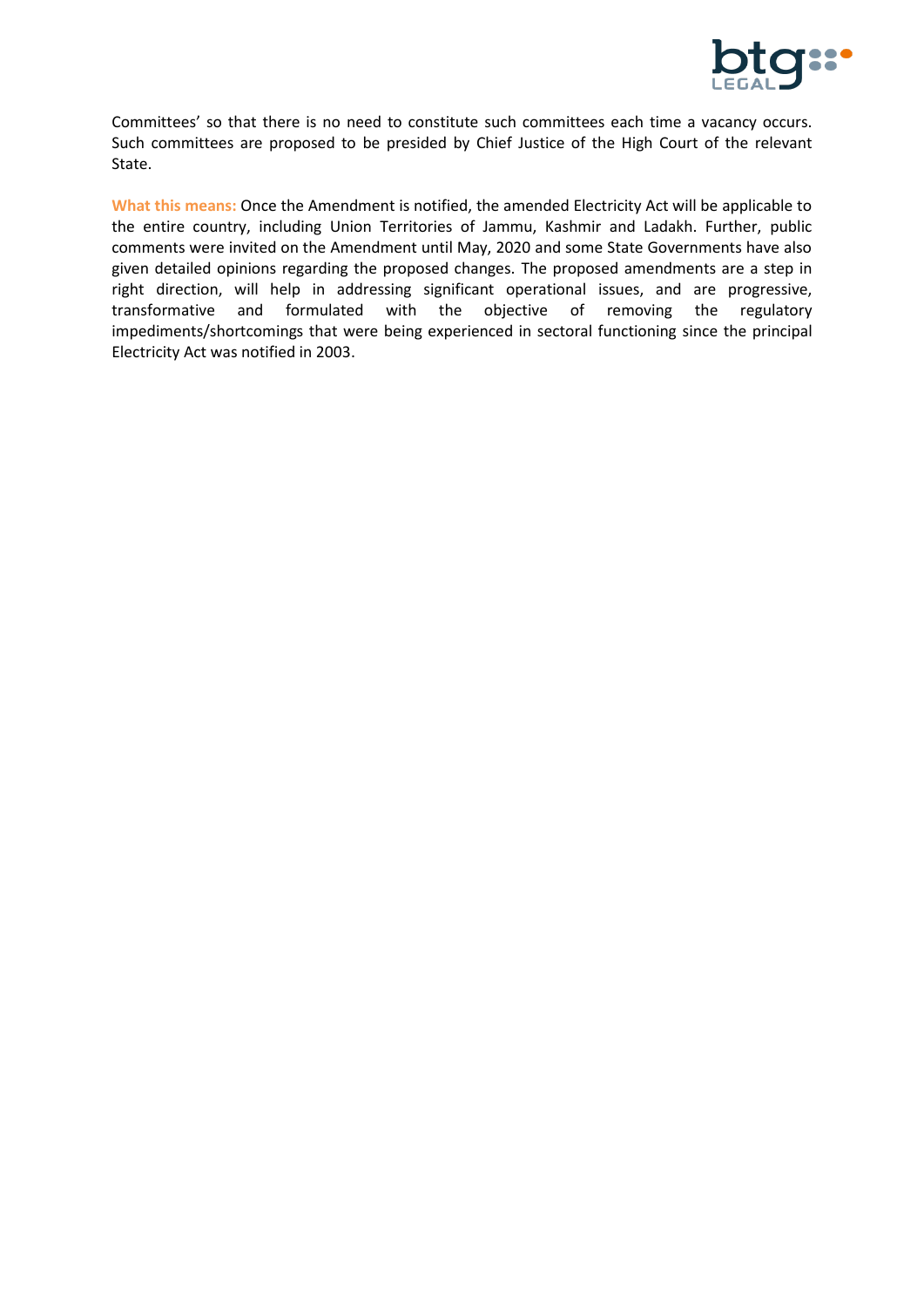Committees' so that there is no need to constitute such committees each time a vacancy occurs. Such committees are proposed to be presided by Chief Justice of the High Court of the relevant State.

**What this means:** Once the Amendment is notified, the amended Electricity Act will be applicable to the entire country, including Union Territories of Jammu, Kashmir and Ladakh. Further, public comments were invited on the Amendment until May, 2020 and some State Governments have also given detailed opinions regarding the proposed changes. The proposed amendments are a step in right direction, will help in addressing significant operational issues, and are progressive, transformative and formulated with the objective of removing the regulatory impediments/shortcomings that were being experienced in sectoral functioning since the principal Electricity Act was notified in 2003.